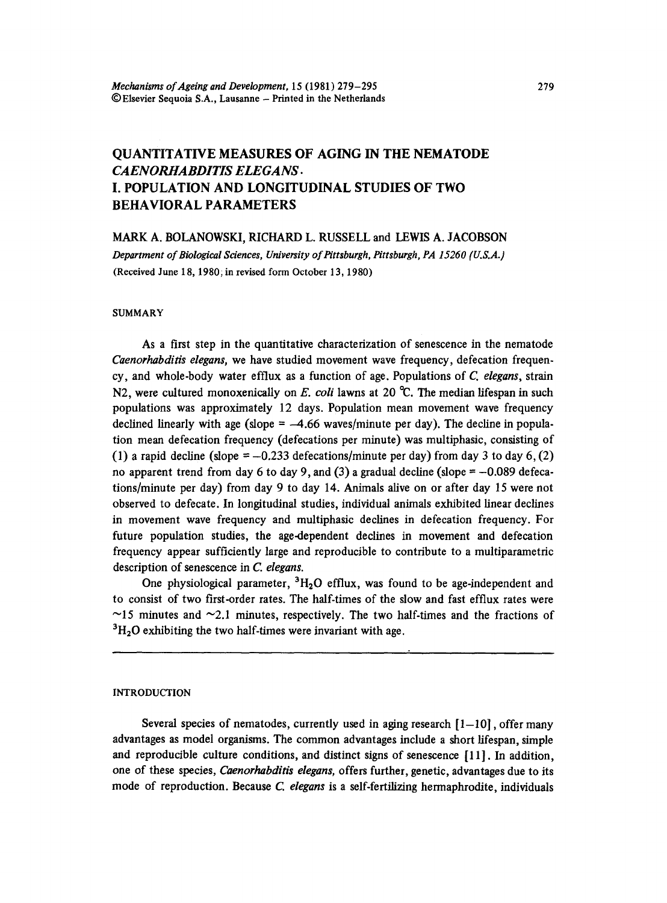# QUANTITATIVE MEASURES OF AGING IN THE NEMATODE *CAENORHABDITIS ELEGANS*.
# I. POPULATION AND LONGITUDINAL STUDIES OF TWO BEHAVIORAL PARAMETERS

MARK A. BOLANOWSKI, RICHARD L. RUSSELL and LEWIS A. JACOBSON

*Department of Biological Sciences, University of Pittsburgh, Pittsburgh, PA 15260 (U.S.A.)*

(Received June 18, 1980; in revised form October 13, 1980)

## SUMMARY

As a first step in the quantitative characterization of senescence in the nematode *Caenorhabditis elegans*, we have studied movement wave frequency, defecation frequency, and whole-body water efflux as a function of age. Populations of *C. elegans*, strain N2, were cultured monoxenically on *E. coli* lawns at 20 °C. The median lifespan in such populations was approximately 12 days. Population mean movement wave frequency declined linearly with age (slope = –4.66 waves/minute per day). The decline in population mean defecation frequency (defecations per minute) was multiphasic, consisting of (1) a rapid decline (slope = –0.233 defecations/minute per day) from day 3 to day 6, (2) no apparent trend from day 6 to day 9, and (3) a gradual decline (slope = –0.089 defecations/minute per day) from day 9 to day 14. Animals alive on or after day 15 were not observed to defecate. In longitudinal studies, individual animals exhibited linear declines in movement wave frequency and multiphasic declines in defecation frequency. For future population studies, the age-dependent declines in movement and defecation frequency appear sufficiently large and reproducible to contribute to a multiparametric description of senescence in *C. elegans*.

One physiological parameter, $^3H_2O$ efflux, was found to be age-independent and to consist of two first-order rates. The half-times of the slow and fast efflux rates were ~15 minutes and ~2.1 minutes, respectively. The two half-times and the fractions of $^3H_2O$ exhibiting the two half-times were invariant with age.

## INTRODUCTION

Several species of nematodes, currently used in aging research [1–10], offer many advantages as model organisms. The common advantages include a short lifespan, simple and reproducible culture conditions, and distinct signs of senescence [11]. In addition, one of these species, *Caenorhabditis elegans*, offers further, genetic, advantages due to its mode of reproduction. Because *C. elegans* is a self-fertilizing hermaphrodite, individuals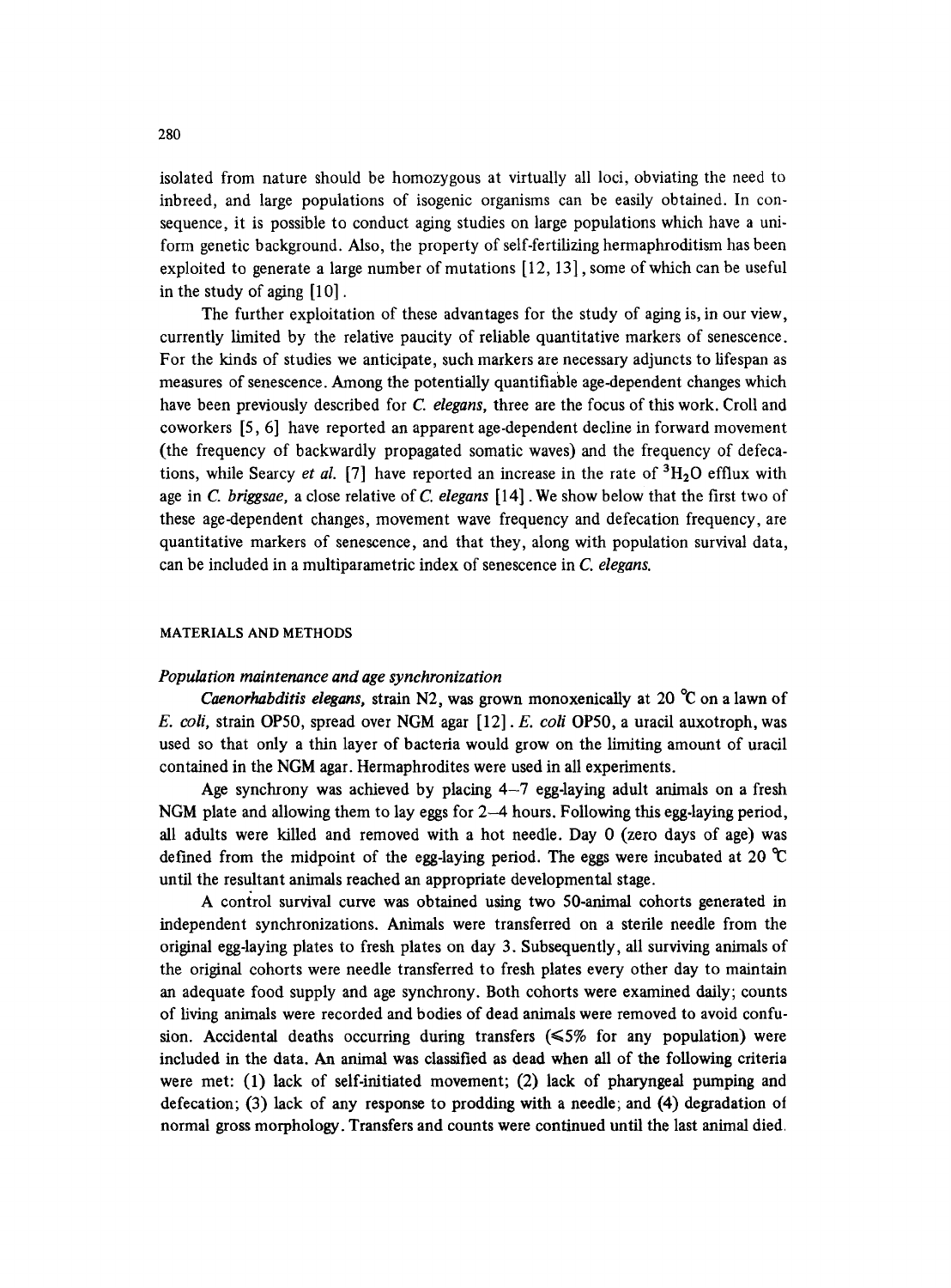isolated from nature should be homozygous at virtually all loci, obviating the need to inbreed, and large populations of isogenic organisms can be easily obtained. In consequence, it is possible to conduct aging studies on large populations which have a uniform genetic background. Also, the property of self-fertilizing hermaphroditism has been exploited to generate a large number of mutations [12, 13], some of which can be useful in the study of aging [10].

The further exploitation of these advantages for the study of aging is, in our view, currently limited by the relative paucity of reliable quantitative markers of senescence. For the kinds of studies we anticipate, such markers are necessary adjuncts to lifespan as measures of senescence. Among the potentially quantifiable age-dependent changes which have been previously described for *C. elegans*, three are the focus of this work. Croll and coworkers [5, 6] have reported an apparent age-dependent decline in forward movement (the frequency of backwardly propagated somatic waves) and the frequency of defecations, while Searcy *et al.* [7] have reported an increase in the rate of $^3H_2O$ efflux with age in *C. briggsae*, a close relative of *C. elegans* [14]. We show below that the first two of these age-dependent changes, movement wave frequency and defecation frequency, are quantitative markers of senescence, and that they, along with population survival data, can be included in a multiparametric index of senescence in *C. elegans*.

## MATERIALS AND METHODS

### *Population maintenance and age synchronization*

*Caenorhabditis elegans*, strain N2, was grown monoxenically at 20 °C on a lawn of *E. coli*, strain OP50, spread over NGM agar [12]. *E. coli* OP50, a uracil auxotroph, was used so that only a thin layer of bacteria would grow on the limiting amount of uracil contained in the NGM agar. Hermaphrodites were used in all experiments.

Age synchrony was achieved by placing 4–7 egg-laying adult animals on a fresh NGM plate and allowing them to lay eggs for 2–4 hours. Following this egg-laying period, all adults were killed and removed with a hot needle. Day 0 (zero days of age) was defined from the midpoint of the egg-laying period. The eggs were incubated at 20 °C until the resultant animals reached an appropriate developmental stage.

A control survival curve was obtained using two 50-animal cohorts generated in independent synchronizations. Animals were transferred on a sterile needle from the original egg-laying plates to fresh plates on day 3. Subsequently, all surviving animals of the original cohorts were needle transferred to fresh plates every other day to maintain an adequate food supply and age synchrony. Both cohorts were examined daily; counts of living animals were recorded and bodies of dead animals were removed to avoid confusion. Accidental deaths occurring during transfers (≤5% for any population) were included in the data. An animal was classified as dead when all of the following criteria were met: (1) lack of self-initiated movement; (2) lack of pharyngeal pumping and defecation; (3) lack of any response to prodding with a needle; and (4) degradation of normal gross morphology. Transfers and counts were continued until the last animal died.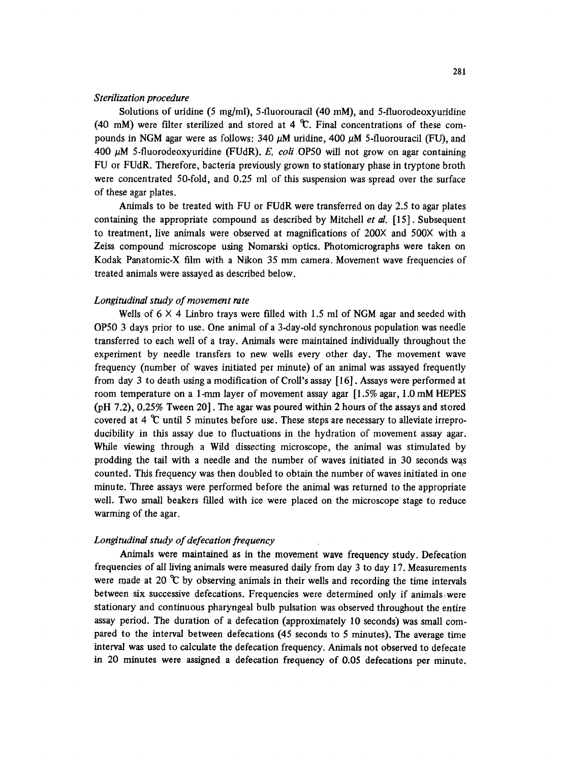*Sterilization procedure*

Solutions of uridine (5 mg/ml), 5-fluorouracil (40 mM), and 5-fluorodeoxyuridine (40 mM) were filter sterilized and stored at 4 ℃. Final concentrations of these compounds in NGM agar were as follows: 340 $\mu$M uridine, 400 $\mu$M 5-fluorouracil (FU), and 400 $\mu$M 5-fluorodeoxyuridine (FUdR). *E. coli* OP50 will not grow on agar containing FU or FUdR. Therefore, bacteria previously grown to stationary phase in tryptone broth were concentrated 50-fold, and 0.25 ml of this suspension was spread over the surface of these agar plates.

Animals to be treated with FU or FUdR were transferred on day 2.5 to agar plates containing the appropriate compound as described by Mitchell *et al.* [15]. Subsequent to treatment, live animals were observed at magnifications of 200X and 500X with a Zeiss compound microscope using Nomarski optics. Photomicrographs were taken on Kodak Panatomic-X film with a Nikon 35 mm camera. Movement wave frequencies of treated animals were assayed as described below.

*Longitudinal study of movement rate*

Wells of 6 × 4 Linbro trays were filled with 1.5 ml of NGM agar and seeded with OP50 3 days prior to use. One animal of a 3-day-old synchronous population was needle transferred to each well of a tray. Animals were maintained individually throughout the experiment by needle transfers to new wells every other day. The movement wave frequency (number of waves initiated per minute) of an animal was assayed frequently from day 3 to death using a modification of Croll's assay [16]. Assays were performed at room temperature on a 1-mm layer of movement assay agar [1.5% agar, 1.0 mM HEPES (pH 7.2), 0.25% Tween 20]. The agar was poured within 2 hours of the assays and stored covered at 4 ℃ until 5 minutes before use. These steps are necessary to alleviate irreproducibility in this assay due to fluctuations in the hydration of movement assay agar. While viewing through a Wild dissecting microscope, the animal was stimulated by prodding the tail with a needle and the number of waves initiated in 30 seconds was counted. This frequency was then doubled to obtain the number of waves initiated in one minute. Three assays were performed before the animal was returned to the appropriate well. Two small beakers filled with ice were placed on the microscope stage to reduce warming of the agar.

*Longitudinal study of defecation frequency*

Animals were maintained as in the movement wave frequency study. Defecation frequencies of all living animals were measured daily from day 3 to day 17. Measurements were made at 20 ℃ by observing animals in their wells and recording the time intervals between six successive defecations. Frequencies were determined only if animals were stationary and continuous pharyngeal bulb pulsation was observed throughout the entire assay period. The duration of a defecation (approximately 10 seconds) was small compared to the interval between defecations (45 seconds to 5 minutes). The average time interval was used to calculate the defecation frequency. Animals not observed to defecate in 20 minutes were assigned a defecation frequency of 0.05 defecations per minute.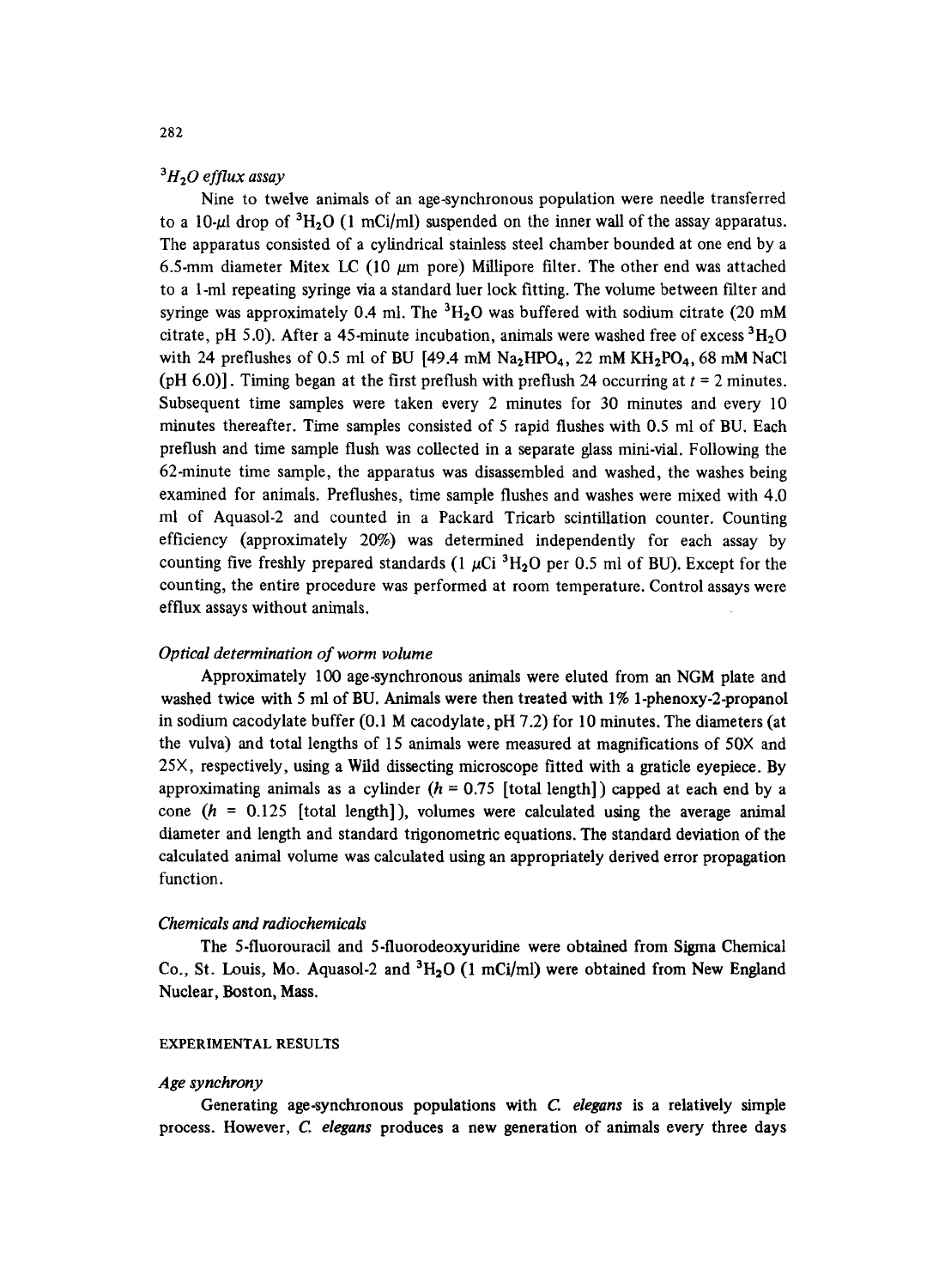### *$^3H_2O$ efflux assay*

Nine to twelve animals of an age-synchronous population were needle transferred to a 10-$\mu$l drop of $^3H_2O$ (1 mCi/ml) suspended on the inner wall of the assay apparatus. The apparatus consisted of a cylindrical stainless steel chamber bounded at one end by a 6.5-mm diameter Mitex LC (10 $\mu$m pore) Millipore filter. The other end was attached to a 1-ml repeating syringe via a standard luer lock fitting. The volume between filter and syringe was approximately 0.4 ml. The $^3H_2O$ was buffered with sodium citrate (20 mM citrate, pH 5.0). After a 45-minute incubation, animals were washed free of excess $^3H_2O$ with 24 preflushes of 0.5 ml of BU [49.4 mM $Na_2HPO_4$, 22 mM $KH_2PO_4$, 68 mM NaCl (pH 6.0)]. Timing began at the first preflush with preflush 24 occurring at $t = 2$ minutes. Subsequent time samples were taken every 2 minutes for 30 minutes and every 10 minutes thereafter. Time samples consisted of 5 rapid flushes with 0.5 ml of BU. Each preflush and time sample flush was collected in a separate glass mini-vial. Following the 62-minute time sample, the apparatus was disassembled and washed, the washes being examined for animals. Preflushes, time sample flushes and washes were mixed with 4.0 ml of Aquasol-2 and counted in a Packard Tricarb scintillation counter. Counting efficiency (approximately 20%) was determined independently for each assay by counting five freshly prepared standards (1 $\mu$Ci $^3H_2O$ per 0.5 ml of BU). Except for the counting, the entire procedure was performed at room temperature. Control assays were efflux assays without animals.

### *Optical determination of worm volume*

Approximately 100 age-synchronous animals were eluted from an NGM plate and washed twice with 5 ml of BU. Animals were then treated with 1% 1-phenoxy-2-propanol in sodium cacodylate buffer (0.1 M cacodylate, pH 7.2) for 10 minutes. The diameters (at the vulva) and total lengths of 15 animals were measured at magnifications of 50X and 25X, respectively, using a Wild dissecting microscope fitted with a graticle eyepiece. By approximating animals as a cylinder ($h = 0.75$ [total length]) capped at each end by a cone ($h = 0.125$ [total length]), volumes were calculated using the average animal diameter and length and standard trigonometric equations. The standard deviation of the calculated animal volume was calculated using an appropriately derived error propagation function.

### *Chemicals and radiochemicals*

The 5-fluorouracil and 5-fluorodeoxyuridine were obtained from Sigma Chemical Co., St. Louis, Mo. Aquasol-2 and $^3H_2O$ (1 mCi/ml) were obtained from New England Nuclear, Boston, Mass.

## EXPERIMENTAL RESULTS

### *Age synchrony*

Generating age-synchronous populations with *C. elegans* is a relatively simple process. However, *C. elegans* produces a new generation of animals every three days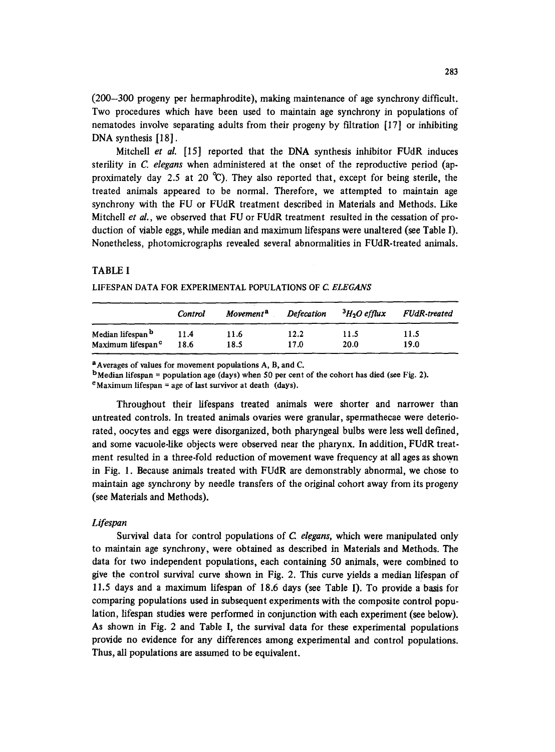(200–300 progeny per hermaphrodite), making maintenance of age synchrony difficult. Two procedures which have been used to maintain age synchrony in populations of nematodes involve separating adults from their progeny by filtration [17] or inhibiting DNA synthesis [18].

Mitchell *et al.* [15] reported that the DNA synthesis inhibitor FUdR induces sterility in *C. elegans* when administered at the onset of the reproductive period (approximately day 2.5 at 20 °C). They also reported that, except for being sterile, the treated animals appeared to be normal. Therefore, we attempted to maintain age synchrony with the FU or FUdR treatment described in Materials and Methods. Like Mitchell *et al.*, we observed that FU or FUdR treatment resulted in the cessation of production of viable eggs, while median and maximum lifespans were unaltered (see Table I). Nonetheless, photomicrographs revealed several abnormalities in FUdR-treated animals.

TABLE I

LIFESPAN DATA FOR EXPERIMENTAL POPULATIONS OF *C. ELEGANS*

| | *Control* | *Movement*[a] | *Defecation* | *$^3H_2O$ efflux* | *FUdR-treated* |
|---|---|---|---|---|---|
| Median lifespan[b] | 11.4 | 11.6 | 12.2 | 11.5 | 11.5 |
| Maximum lifespan[c] | 18.6 | 18.5 | 17.0 | 20.0 | 19.0 |

[a] Averages of values for movement populations A, B, and C.
[b] Median lifespan = population age (days) when 50 per cent of the cohort has died (see Fig. 2).
[c] Maximum lifespan = age of last survivor at death (days).

Throughout their lifespans treated animals were shorter and narrower than untreated controls. In treated animals ovaries were granular, spermathecae were deteriorated, oocytes and eggs were disorganized, both pharyngeal bulbs were less well defined, and some vacuole-like objects were observed near the pharynx. In addition, FUdR treatment resulted in a three-fold reduction of movement wave frequency at all ages as shown in Fig. 1. Because animals treated with FUdR are demonstrably abnormal, we chose to maintain age synchrony by needle transfers of the original cohort away from its progeny (see Materials and Methods).

### *Lifespan*

Survival data for control populations of *C. elegans*, which were manipulated only to maintain age synchrony, were obtained as described in Materials and Methods. The data for two independent populations, each containing 50 animals, were combined to give the control survival curve shown in Fig. 2. This curve yields a median lifespan of 11.5 days and a maximum lifespan of 18.6 days (see Table I). To provide a basis for comparing populations used in subsequent experiments with the composite control population, lifespan studies were performed in conjunction with each experiment (see below). As shown in Fig. 2 and Table I, the survival data for these experimental populations provide no evidence for any differences among experimental and control populations. Thus, all populations are assumed to be equivalent.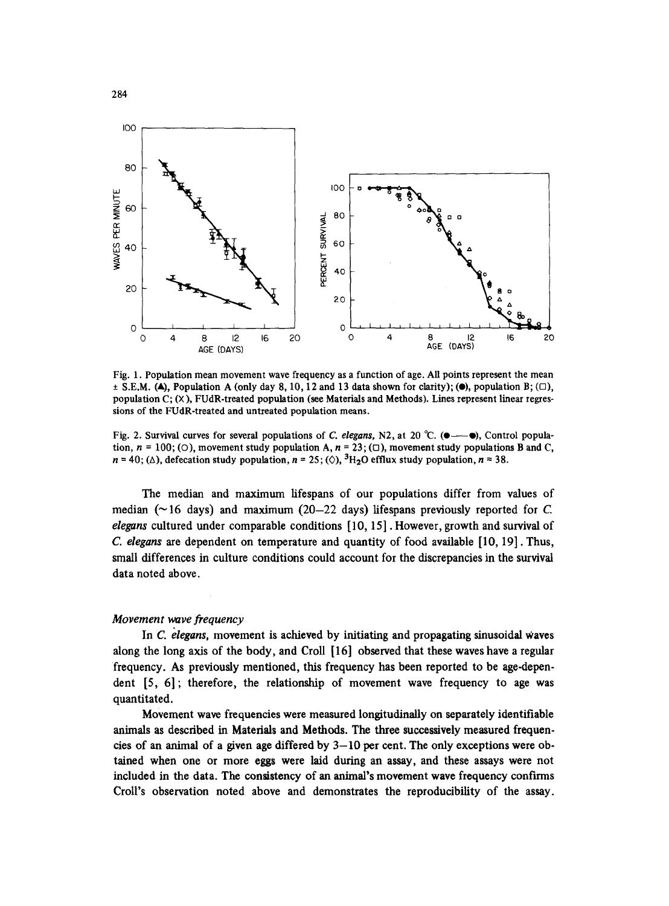Fig. 1. Population mean movement wave frequency as a function of age. All points represent the mean ± S.E.M. (▲), Population A (only day 8, 10, 12 and 13 data shown for clarity); (●), population B; (□), population C; (×), FUdR-treated population (see Materials and Methods). Lines represent linear regressions of the FUdR-treated and untreated population means.

Fig. 2. Survival curves for several populations of *C. elegans*, N2, at 20 °C. (●——●), Control population, $n = 100$; (○), movement study population A, $n = 23$; (□), movement study populations B and C, $n = 40$; (△), defecation study population, $n = 25$; (◇), $^3H_2O$ efflux study population, $n = 38$.

The median and maximum lifespans of our populations differ from values of median (~16 days) and maximum (20–22 days) lifespans previously reported for *C. elegans* cultured under comparable conditions [10, 15]. However, growth and survival of *C. elegans* are dependent on temperature and quantity of food available [10, 19]. Thus, small differences in culture conditions could account for the discrepancies in the survival data noted above.

### *Movement wave frequency*

In *C. elegans*, movement is achieved by initiating and propagating sinusoidal waves along the long axis of the body, and Croll [16] observed that these waves have a regular frequency. As previously mentioned, this frequency has been reported to be age-dependent [5, 6]; therefore, the relationship of movement wave frequency to age was quantitated.

Movement wave frequencies were measured longitudinally on separately identifiable animals as described in Materials and Methods. The three successively measured frequencies of an animal of a given age differed by 3–10 per cent. The only exceptions were obtained when one or more eggs were laid during an assay, and these assays were not included in the data. The consistency of an animal's movement wave frequency confirms Croll's observation noted above and demonstrates the reproducibility of the assay.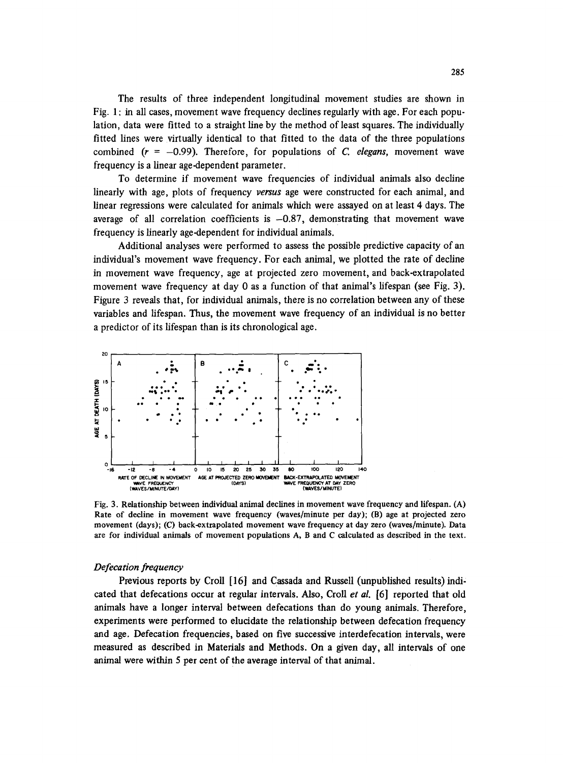The results of three independent longitudinal movement studies are shown in Fig. 1: in all cases, movement wave frequency declines regularly with age. For each population, data were fitted to a straight line by the method of least squares. The individually fitted lines were virtually identical to that fitted to the data of the three populations combined ($r = -0.99$). Therefore, for populations of *C. elegans*, movement wave frequency is a linear age-dependent parameter.

To determine if movement wave frequencies of individual animals also decline linearly with age, plots of frequency *versus* age were constructed for each animal, and linear regressions were calculated for animals which were assayed on at least 4 days. The average of all correlation coefficients is $-0.87$, demonstrating that movement wave frequency is linearly age-dependent for individual animals.

Additional analyses were performed to assess the possible predictive capacity of an individual's movement wave frequency. For each animal, we plotted the rate of decline in movement wave frequency, age at projected zero movement, and back-extrapolated movement wave frequency at day 0 as a function of that animal's lifespan (see Fig. 3). Figure 3 reveals that, for individual animals, there is no correlation between any of these variables and lifespan. Thus, the movement wave frequency of an individual is no better a predictor of its lifespan than is its chronological age.

Fig. 3. Relationship between individual animal declines in movement wave frequency and lifespan. (A) Rate of decline in movement wave frequency (waves/minute per day); (B) age at projected zero movement (days); (C) back-extrapolated movement wave frequency at day zero (waves/minute). Data are for individual animals of movement populations A, B and C calculated as described in the text.

### *Defecation frequency*

Previous reports by Croll [16] and Cassada and Russell (unpublished results) indicated that defecations occur at regular intervals. Also, Croll *et al.* [6] reported that old animals have a longer interval between defecations than do young animals. Therefore, experiments were performed to elucidate the relationship between defecation frequency and age. Defecation frequencies, based on five successive interdefecation intervals, were measured as described in Materials and Methods. On a given day, all intervals of one animal were within 5 per cent of the average interval of that animal.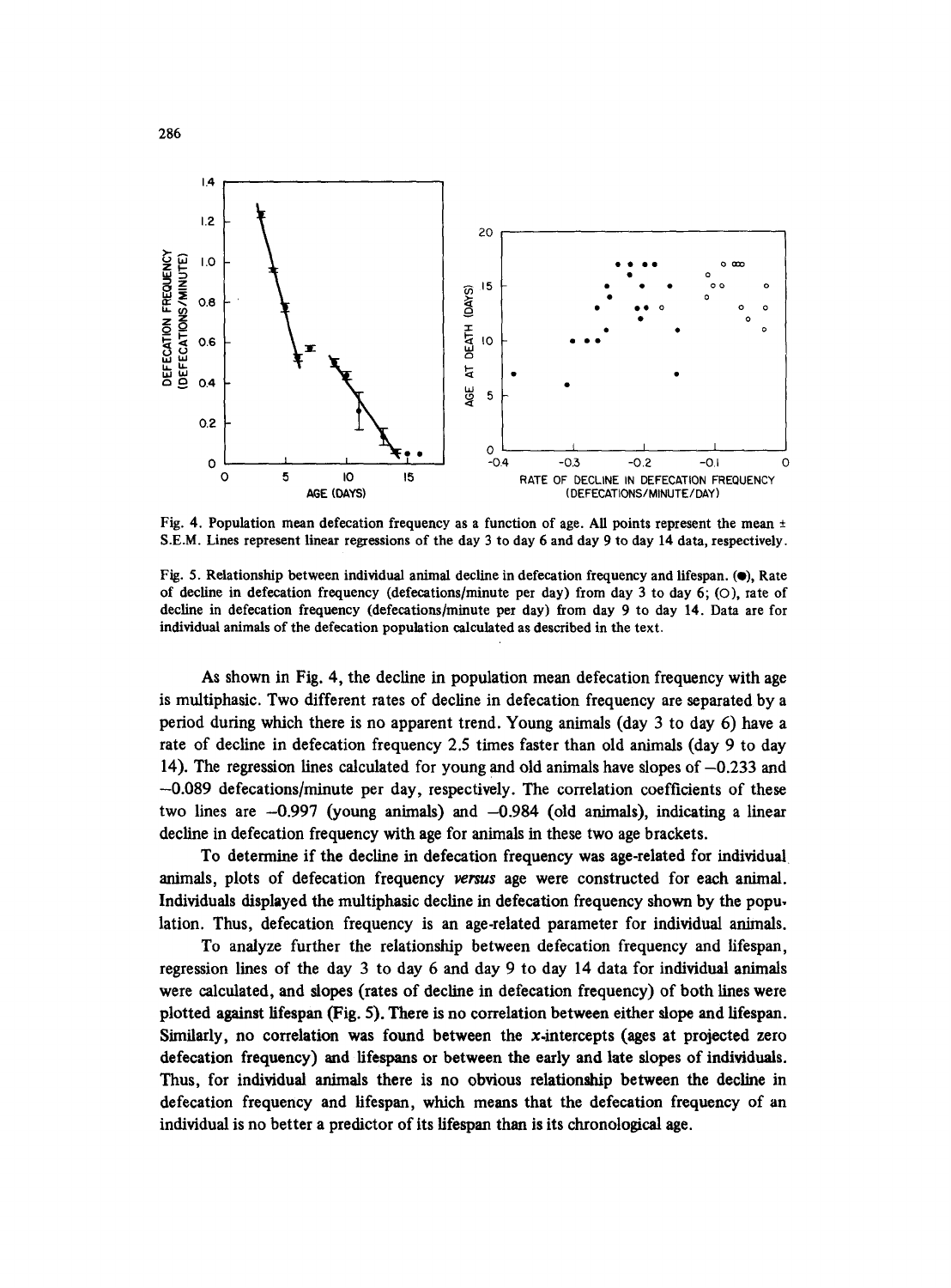Fig. 4. Population mean defecation frequency as a function of age. All points represent the mean ± S.E.M. Lines represent linear regressions of the day 3 to day 6 and day 9 to day 14 data, respectively.

Fig. 5. Relationship between individual animal decline in defecation frequency and lifespan. (●), Rate of decline in defecation frequency (defecations/minute per day) from day 3 to day 6; (○), rate of decline in defecation frequency (defecations/minute per day) from day 9 to day 14. Data are for individual animals of the defecation population calculated as described in the text.

As shown in Fig. 4, the decline in population mean defecation frequency with age is multiphasic. Two different rates of decline in defecation frequency are separated by a period during which there is no apparent trend. Young animals (day 3 to day 6) have a rate of decline in defecation frequency 2.5 times faster than old animals (day 9 to day 14). The regression lines calculated for young and old animals have slopes of −0.233 and −0.089 defecations/minute per day, respectively. The correlation coefficients of these two lines are −0.997 (young animals) and −0.984 (old animals), indicating a linear decline in defecation frequency with age for animals in these two age brackets.

To determine if the decline in defecation frequency was age-related for individual animals, plots of defecation frequency *versus* age were constructed for each animal. Individuals displayed the multiphasic decline in defecation frequency shown by the population. Thus, defecation frequency is an age-related parameter for individual animals.

To analyze further the relationship between defecation frequency and lifespan, regression lines of the day 3 to day 6 and day 9 to day 14 data for individual animals were calculated, and slopes (rates of decline in defecation frequency) of both lines were plotted against lifespan (Fig. 5). There is no correlation between either slope and lifespan. Similarly, no correlation was found between the $x$-intercepts (ages at projected zero defecation frequency) and lifespans or between the early and late slopes of individuals. Thus, for individual animals there is no obvious relationship between the decline in defecation frequency and lifespan, which means that the defecation frequency of an individual is no better a predictor of its lifespan than is its chronological age.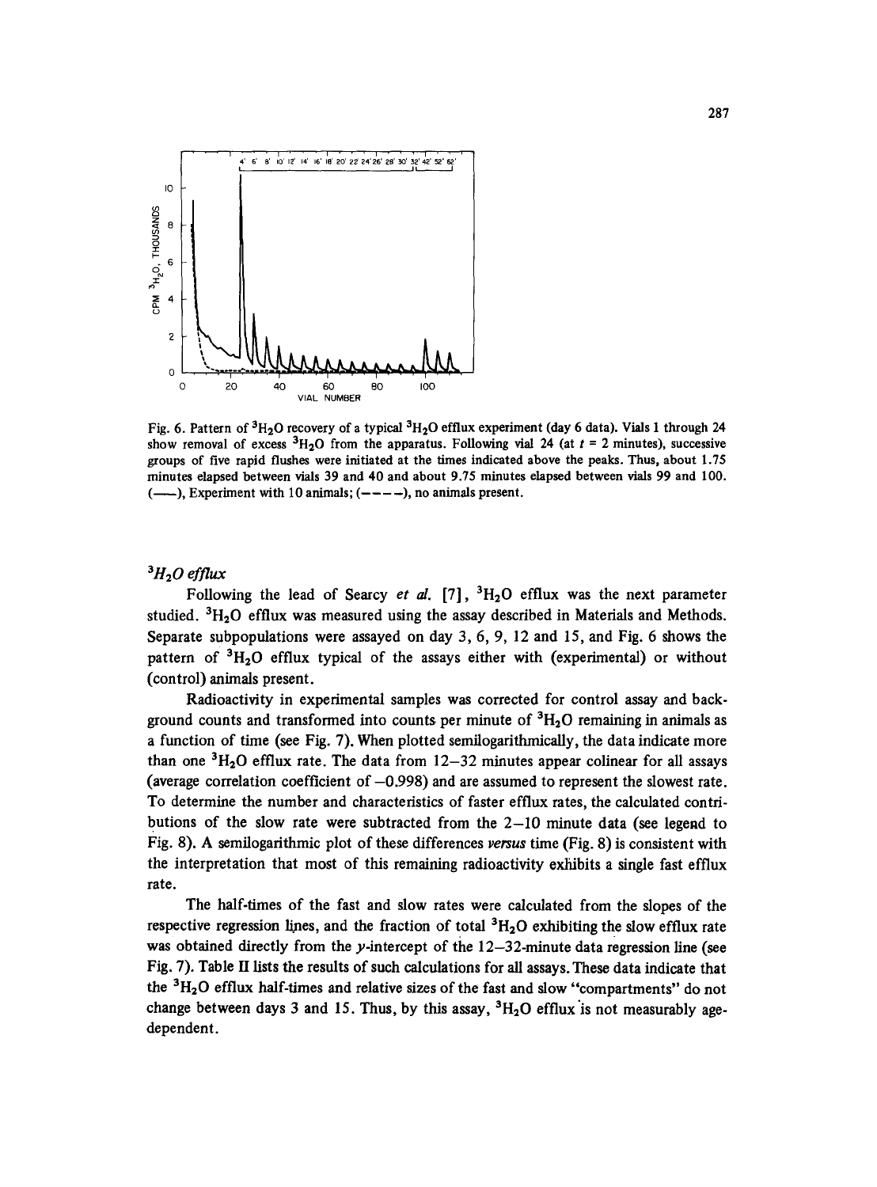Fig. 6. Pattern of $^3H_2O$ recovery of a typical $^3H_2O$ efflux experiment (day 6 data). Vials 1 through 24 show removal of excess $^3H_2O$ from the apparatus. Following vial 24 (at $t$ = 2 minutes), successive groups of five rapid flushes were initiated at the times indicated above the peaks. Thus, about 1.75 minutes elapsed between vials 39 and 40 and about 9.75 minutes elapsed between vials 99 and 100. (——), Experiment with 10 animals; (– – – –), no animals present.

### $^3H_2O$ *efflux*

Following the lead of Searcy *et al.* [7], $^3H_2O$ efflux was the next parameter studied. $^3H_2O$ efflux was measured using the assay described in Materials and Methods. Separate subpopulations were assayed on day 3, 6, 9, 12 and 15, and Fig. 6 shows the pattern of $^3H_2O$ efflux typical of the assays either with (experimental) or without (control) animals present.

Radioactivity in experimental samples was corrected for control assay and background counts and transformed into counts per minute of $^3H_2O$ remaining in animals as a function of time (see Fig. 7). When plotted semilogarithmically, the data indicate more than one $^3H_2O$ efflux rate. The data from 12–32 minutes appear colinear for all assays (average correlation coefficient of –0.998) and are assumed to represent the slowest rate. To determine the number and characteristics of faster efflux rates, the calculated contributions of the slow rate were subtracted from the 2–10 minute data (see legend to Fig. 8). A semilogarithmic plot of these differences *versus* time (Fig. 8) is consistent with the interpretation that most of this remaining radioactivity exhibits a single fast efflux rate.

The half-times of the fast and slow rates were calculated from the slopes of the respective regression lines, and the fraction of total $^3H_2O$ exhibiting the slow efflux rate was obtained directly from the $y$-intercept of the 12–32-minute data regression line (see Fig. 7). Table II lists the results of such calculations for all assays. These data indicate that the $^3H_2O$ efflux half-times and relative sizes of the fast and slow "compartments" do not change between days 3 and 15. Thus, by this assay, $^3H_2O$ efflux is not measurably age-dependent.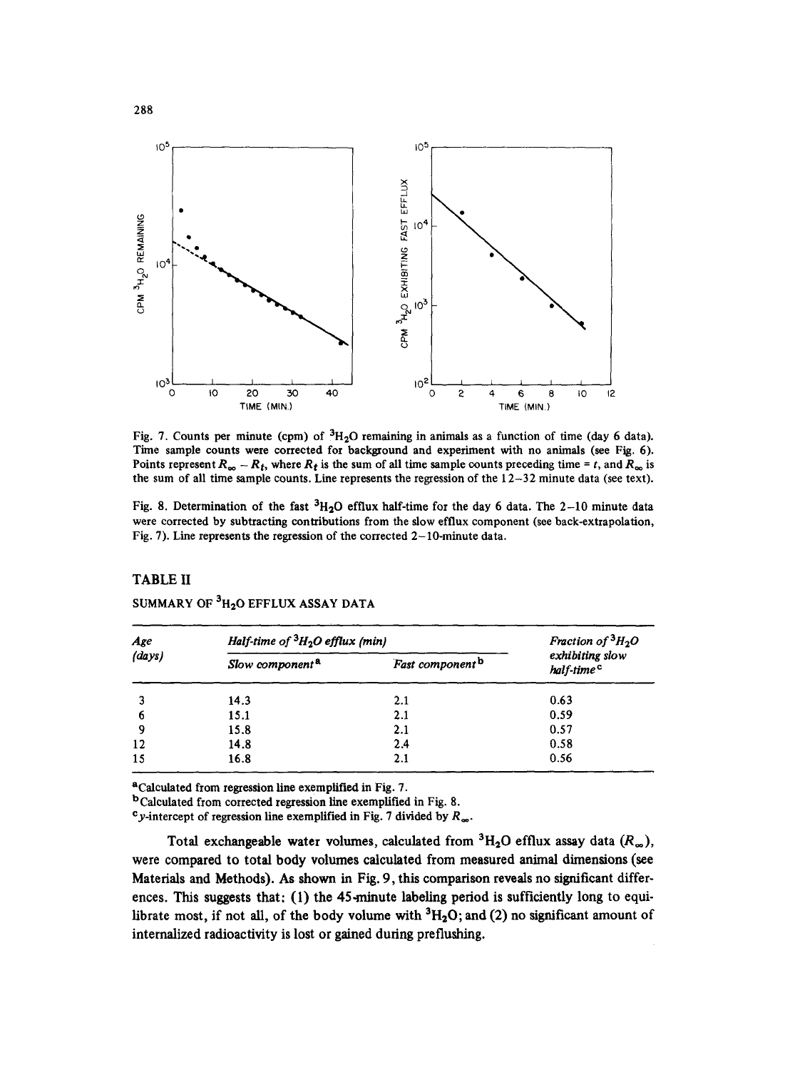Fig. 7. Counts per minute (cpm) of $^3H_2O$ remaining in animals as a function of time (day 6 data). Time sample counts were corrected for background and experiment with no animals (see Fig. 6). Points represent $R_\infty - R_t$, where $R_t$ is the sum of all time sample counts preceding time = $t$, and $R_\infty$ is the sum of all time sample counts. Line represents the regression of the 12–32 minute data (see text).

Fig. 8. Determination of the fast $^3H_2O$ efflux half-time for the day 6 data. The 2–10 minute data were corrected by subtracting contributions from the slow efflux component (see back-extrapolation, Fig. 7). Line represents the regression of the corrected 2–10-minute data.

## TABLE II

SUMMARY OF $^3H_2O$ EFFLUX ASSAY DATA

| *Age (days)* | *Half-time of $^3H_2O$ efflux (min)* | | *Fraction of $^3H_2O$ exhibiting slow half-time*[c] |
|---|---|---|---|
| | *Slow component*[a] | *Fast component*[b] | |
| 3 | 14.3 | 2.1 | 0.63 |
| 6 | 15.1 | 2.1 | 0.59 |
| 9 | 15.8 | 2.1 | 0.57 |
| 12 | 14.8 | 2.4 | 0.58 |
| 15 | 16.8 | 2.1 | 0.56 |

[a]Calculated from regression line exemplified in Fig. 7.

[b]Calculated from corrected regression line exemplified in Fig. 8.

[c]$y$-intercept of regression line exemplified in Fig. 7 divided by $R_\infty$.

Total exchangeable water volumes, calculated from $^3H_2O$ efflux assay data ($R_\infty$), were compared to total body volumes calculated from measured animal dimensions (see Materials and Methods). As shown in Fig. 9, this comparison reveals no significant differences. This suggests that: (1) the 45-minute labeling period is sufficiently long to equilibrate most, if not all, of the body volume with $^3H_2O$; and (2) no significant amount of internalized radioactivity is lost or gained during preflushing.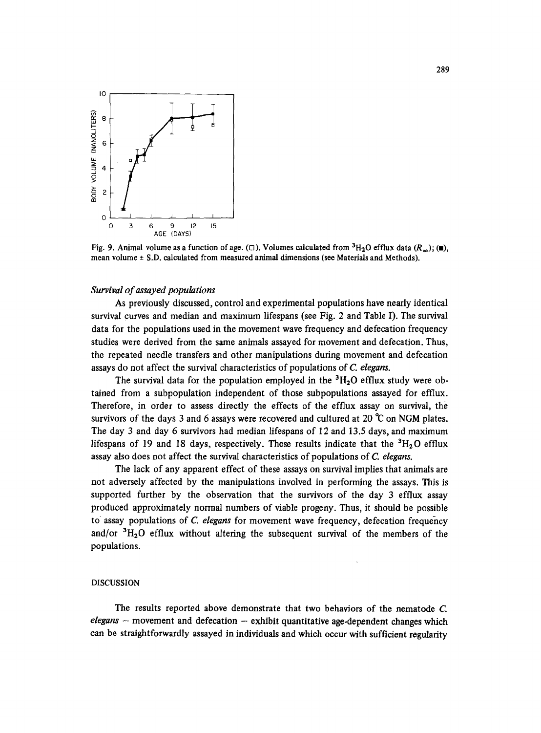Fig. 9. Animal volume as a function of age. (□), Volumes calculated from $^3H_2O$ efflux data ($R_\infty$); (■), mean volume ± S.D. calculated from measured animal dimensions (see Materials and Methods).

### *Survival of assayed populations*

As previously discussed, control and experimental populations have nearly identical survival curves and median and maximum lifespans (see Fig. 2 and Table I). The survival data for the populations used in the movement wave frequency and defecation frequency studies were derived from the same animals assayed for movement and defecation. Thus, the repeated needle transfers and other manipulations during movement and defecation assays do not affect the survival characteristics of populations of *C. elegans*.

The survival data for the population employed in the $^3H_2O$ efflux study were obtained from a subpopulation independent of those subpopulations assayed for efflux. Therefore, in order to assess directly the effects of the efflux assay on survival, the survivors of the days 3 and 6 assays were recovered and cultured at 20 °C on NGM plates. The day 3 and day 6 survivors had median lifespans of 12 and 13.5 days, and maximum lifespans of 19 and 18 days, respectively. These results indicate that the $^3H_2O$ efflux assay also does not affect the survival characteristics of populations of *C. elegans*.

The lack of any apparent effect of these assays on survival implies that animals are not adversely affected by the manipulations involved in performing the assays. This is supported further by the observation that the survivors of the day 3 efflux assay produced approximately normal numbers of viable progeny. Thus, it should be possible to assay populations of *C. elegans* for movement wave frequency, defecation frequency and/or $^3H_2O$ efflux without altering the subsequent survival of the members of the populations.

## DISCUSSION

The results reported above demonstrate that two behaviors of the nematode *C. elegans* – movement and defecation – exhibit quantitative age-dependent changes which can be straightforwardly assayed in individuals and which occur with sufficient regularity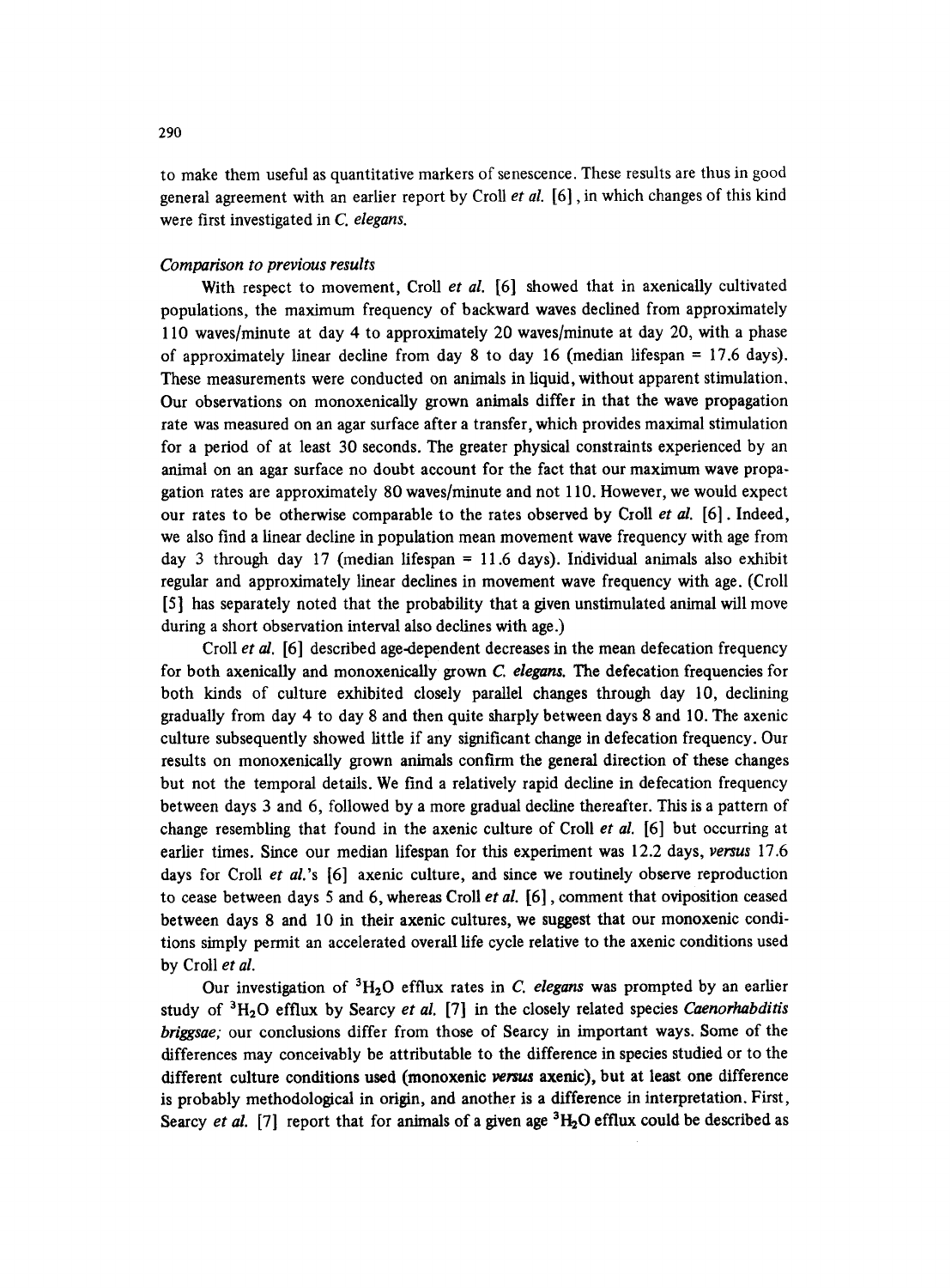to make them useful as quantitative markers of senescence. These results are thus in good general agreement with an earlier report by Croll *et al.* [6], in which changes of this kind were first investigated in *C. elegans.*

*Comparison to previous results*

With respect to movement, Croll *et al.* [6] showed that in axenically cultivated populations, the maximum frequency of backward waves declined from approximately 110 waves/minute at day 4 to approximately 20 waves/minute at day 20, with a phase of approximately linear decline from day 8 to day 16 (median lifespan = 17.6 days). These measurements were conducted on animals in liquid, without apparent stimulation. Our observations on monoxenically grown animals differ in that the wave propagation rate was measured on an agar surface after a transfer, which provides maximal stimulation for a period of at least 30 seconds. The greater physical constraints experienced by an animal on an agar surface no doubt account for the fact that our maximum wave propagation rates are approximately 80 waves/minute and not 110. However, we would expect our rates to be otherwise comparable to the rates observed by Croll *et al.* [6]. Indeed, we also find a linear decline in population mean movement wave frequency with age from day 3 through day 17 (median lifespan = 11.6 days). Individual animals also exhibit regular and approximately linear declines in movement wave frequency with age. (Croll [5] has separately noted that the probability that a given unstimulated animal will move during a short observation interval also declines with age.)

Croll *et al.* [6] described age-dependent decreases in the mean defecation frequency for both axenically and monoxenically grown *C. elegans.* The defecation frequencies for both kinds of culture exhibited closely parallel changes through day 10, declining gradually from day 4 to day 8 and then quite sharply between days 8 and 10. The axenic culture subsequently showed little if any significant change in defecation frequency. Our results on monoxenically grown animals confirm the general direction of these changes but not the temporal details. We find a relatively rapid decline in defecation frequency between days 3 and 6, followed by a more gradual decline thereafter. This is a pattern of change resembling that found in the axenic culture of Croll *et al.* [6] but occurring at earlier times. Since our median lifespan for this experiment was 12.2 days, *versus* 17.6 days for Croll *et al.*'s [6] axenic culture, and since we routinely observe reproduction to cease between days 5 and 6, whereas Croll *et al.* [6], comment that oviposition ceased between days 8 and 10 in their axenic cultures, we suggest that our monoxenic conditions simply permit an accelerated overall life cycle relative to the axenic conditions used by Croll *et al.*

Our investigation of $^3H_2O$ efflux rates in *C. elegans* was prompted by an earlier study of $^3H_2O$ efflux by Searcy *et al.* [7] in the closely related species *Caenorhabditis briggsae;* our conclusions differ from those of Searcy in important ways. Some of the differences may conceivably be attributable to the difference in species studied or to the different culture conditions used (monoxenic *versus* axenic), but at least one difference is probably methodological in origin, and another is a difference in interpretation. First, Searcy *et al.* [7] report that for animals of a given age $^3H_2O$ efflux could be described as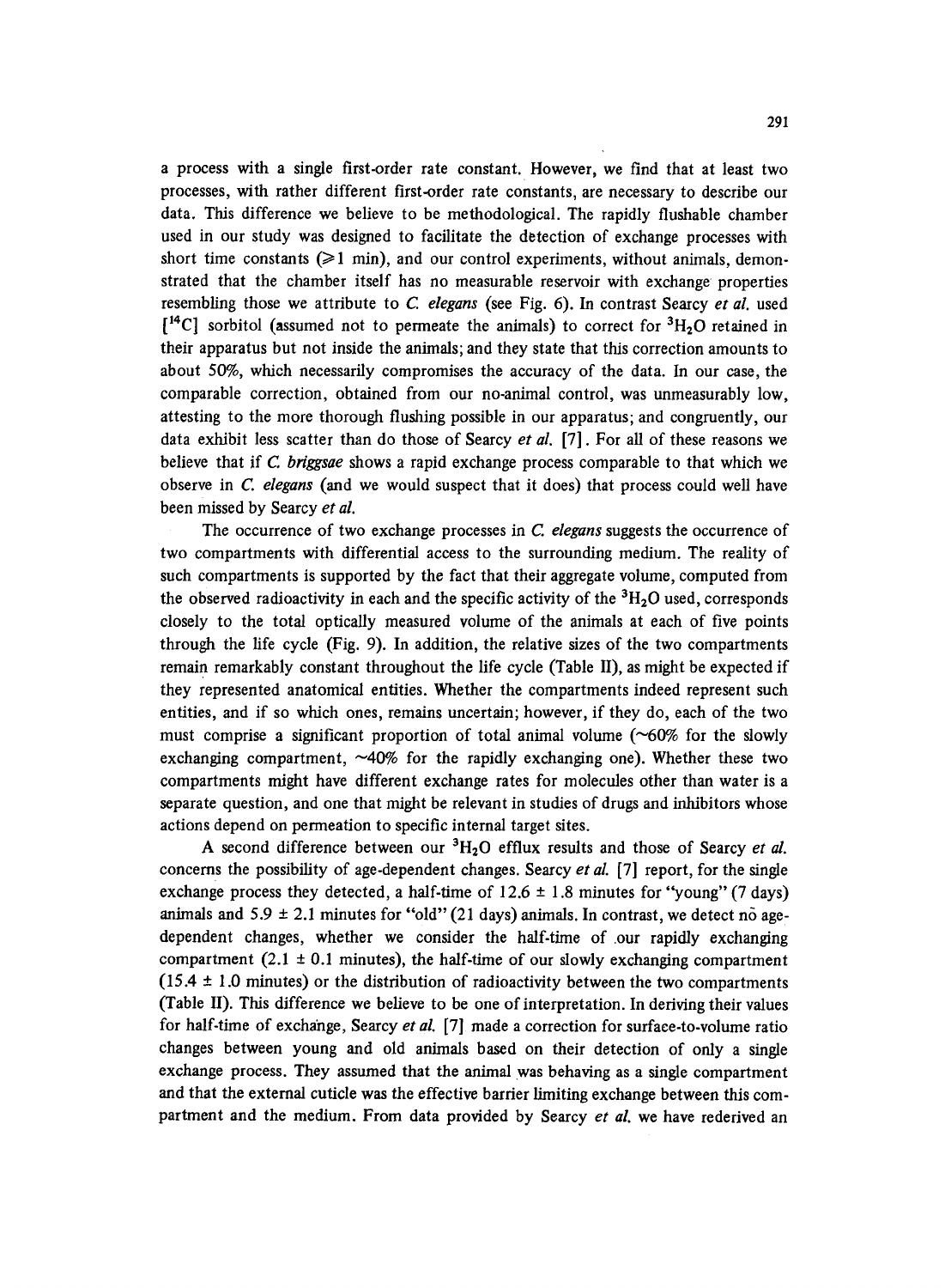a process with a single first-order rate constant. However, we find that at least two processes, with rather different first-order rate constants, are necessary to describe our data. This difference we believe to be methodological. The rapidly flushable chamber used in our study was designed to facilitate the detection of exchange processes with short time constants ($\geqslant$1 min), and our control experiments, without animals, demonstrated that the chamber itself has no measurable reservoir with exchange properties resembling those we attribute to *C. elegans* (see Fig. 6). In contrast Searcy *et al.* used [$^{14}$C] sorbitol (assumed not to permeate the animals) to correct for $^3H_2O$ retained in their apparatus but not inside the animals; and they state that this correction amounts to about 50%, which necessarily compromises the accuracy of the data. In our case, the comparable correction, obtained from our no-animal control, was unmeasurably low, attesting to the more thorough flushing possible in our apparatus; and congruently, our data exhibit less scatter than do those of Searcy *et al.* [7]. For all of these reasons we believe that if *C. briggsae* shows a rapid exchange process comparable to that which we observe in *C. elegans* (and we would suspect that it does) that process could well have been missed by Searcy *et al.*

The occurrence of two exchange processes in *C. elegans* suggests the occurrence of two compartments with differential access to the surrounding medium. The reality of such compartments is supported by the fact that their aggregate volume, computed from the observed radioactivity in each and the specific activity of the $^3H_2O$ used, corresponds closely to the total optically measured volume of the animals at each of five points through the life cycle (Fig. 9). In addition, the relative sizes of the two compartments remain remarkably constant throughout the life cycle (Table II), as might be expected if they represented anatomical entities. Whether the compartments indeed represent such entities, and if so which ones, remains uncertain; however, if they do, each of the two must comprise a significant proportion of total animal volume (~60% for the slowly exchanging compartment, ~40% for the rapidly exchanging one). Whether these two compartments might have different exchange rates for molecules other than water is a separate question, and one that might be relevant in studies of drugs and inhibitors whose actions depend on permeation to specific internal target sites.

A second difference between our $^3H_2O$ efflux results and those of Searcy *et al.* concerns the possibility of age-dependent changes. Searcy *et al.* [7] report, for the single exchange process they detected, a half-time of 12.6 ± 1.8 minutes for "young" (7 days) animals and 5.9 ± 2.1 minutes for "old" (21 days) animals. In contrast, we detect no age-dependent changes, whether we consider the half-time of our rapidly exchanging compartment (2.1 ± 0.1 minutes), the half-time of our slowly exchanging compartment (15.4 ± 1.0 minutes) or the distribution of radioactivity between the two compartments (Table II). This difference we believe to be one of interpretation. In deriving their values for half-time of exchange, Searcy *et al.* [7] made a correction for surface-to-volume ratio changes between young and old animals based on their detection of only a single exchange process. They assumed that the animal was behaving as a single compartment and that the external cuticle was the effective barrier limiting exchange between this compartment and the medium. From data provided by Searcy *et al.* we have rederived an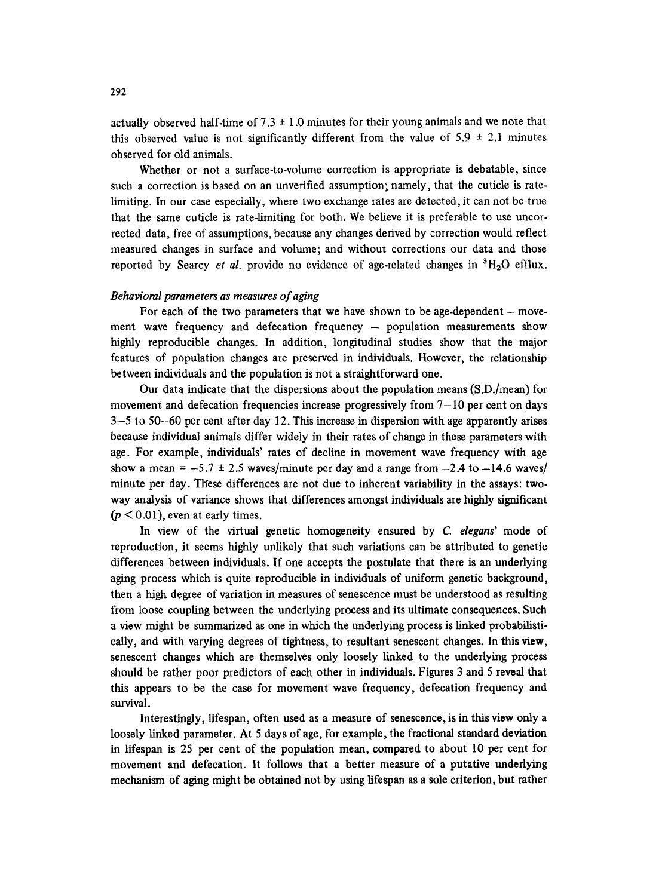actually observed half-time of 7.3 ± 1.0 minutes for their young animals and we note that this observed value is not significantly different from the value of 5.9 ± 2.1 minutes observed for old animals.

Whether or not a surface-to-volume correction is appropriate is debatable, since such a correction is based on an unverified assumption; namely, that the cuticle is rate-limiting. In our case especially, where two exchange rates are detected, it can not be true that the same cuticle is rate-limiting for both. We believe it is preferable to use uncorrected data, free of assumptions, because any changes derived by correction would reflect measured changes in surface and volume; and without corrections our data and those reported by Searcy *et al.* provide no evidence of age-related changes in $^3H_2O$ efflux.

*Behavioral parameters as measures of aging*

For each of the two parameters that we have shown to be age-dependent – movement wave frequency and defecation frequency – population measurements show highly reproducible changes. In addition, longitudinal studies show that the major features of population changes are preserved in individuals. However, the relationship between individuals and the population is not a straightforward one.

Our data indicate that the dispersions about the population means (S.D./mean) for movement and defecation frequencies increase progressively from 7–10 per cent on days 3–5 to 50–60 per cent after day 12. This increase in dispersion with age apparently arises because individual animals differ widely in their rates of change in these parameters with age. For example, individuals' rates of decline in movement wave frequency with age show a mean = –5.7 ± 2.5 waves/minute per day and a range from –2.4 to –14.6 waves/minute per day. These differences are not due to inherent variability in the assays: two-way analysis of variance shows that differences amongst individuals are highly significant ($p < 0.01$), even at early times.

In view of the virtual genetic homogeneity ensured by *C. elegans*' mode of reproduction, it seems highly unlikely that such variations can be attributed to genetic differences between individuals. If one accepts the postulate that there is an underlying aging process which is quite reproducible in individuals of uniform genetic background, then a high degree of variation in measures of senescence must be understood as resulting from loose coupling between the underlying process and its ultimate consequences. Such a view might be summarized as one in which the underlying process is linked probabilistically, and with varying degrees of tightness, to resultant senescent changes. In this view, senescent changes which are themselves only loosely linked to the underlying process should be rather poor predictors of each other in individuals. Figures 3 and 5 reveal that this appears to be the case for movement wave frequency, defecation frequency and survival.

Interestingly, lifespan, often used as a measure of senescence, is in this view only a loosely linked parameter. At 5 days of age, for example, the fractional standard deviation in lifespan is 25 per cent of the population mean, compared to about 10 per cent for movement and defecation. It follows that a better measure of a putative underlying mechanism of aging might be obtained not by using lifespan as a sole criterion, but rather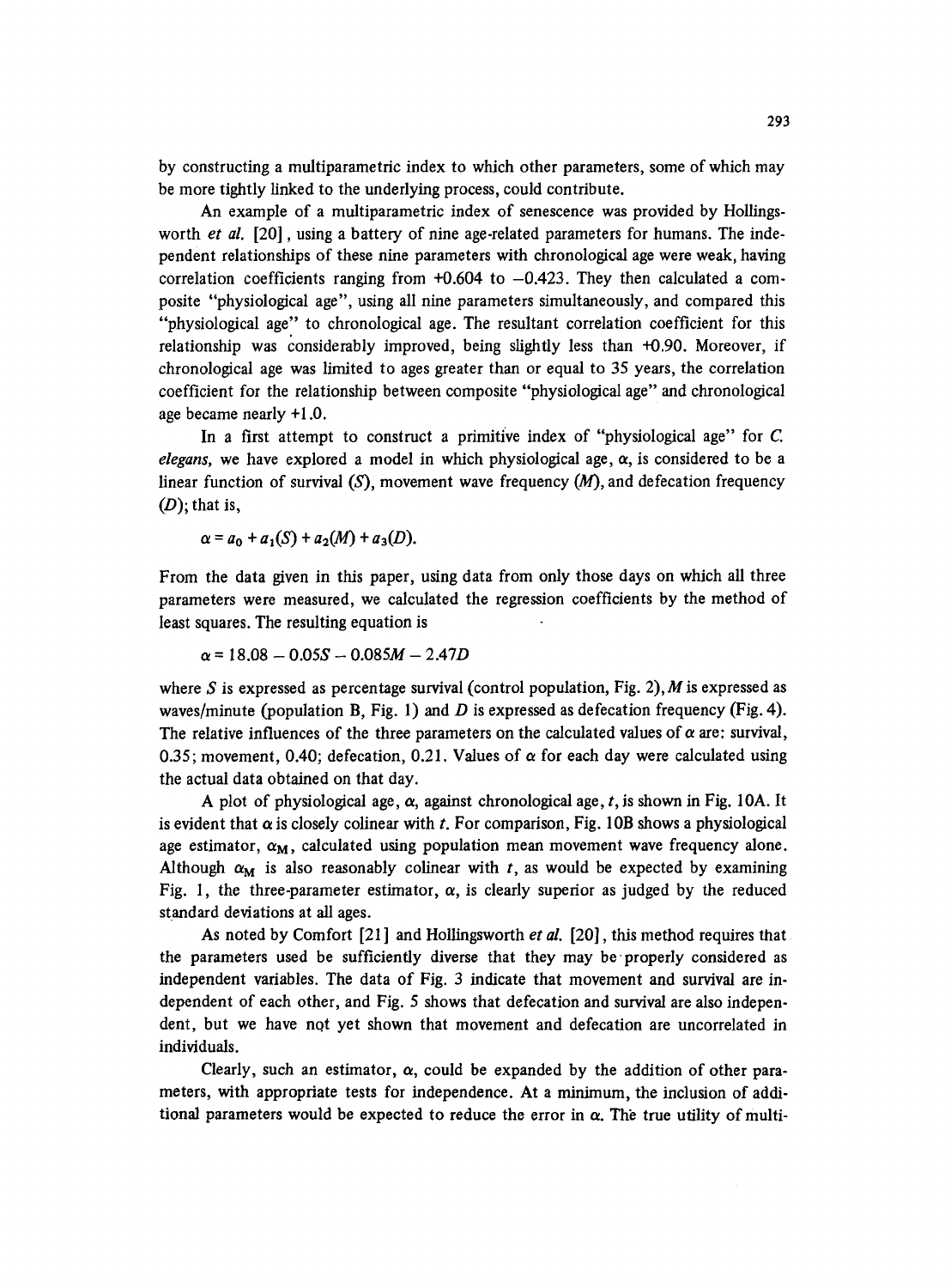by constructing a multiparametric index to which other parameters, some of which may be more tightly linked to the underlying process, could contribute.

An example of a multiparametric index of senescence was provided by Hollingsworth *et al.* [20], using a battery of nine age-related parameters for humans. The independent relationships of these nine parameters with chronological age were weak, having correlation coefficients ranging from +0.604 to −0.423. They then calculated a composite "physiological age", using all nine parameters simultaneously, and compared this "physiological age" to chronological age. The resultant correlation coefficient for this relationship was considerably improved, being slightly less than +0.90. Moreover, if chronological age was limited to ages greater than or equal to 35 years, the correlation coefficient for the relationship between composite "physiological age" and chronological age became nearly +1.0.

In a first attempt to construct a primitive index of "physiological age" for *C. elegans*, we have explored a model in which physiological age, $\alpha$, is considered to be a linear function of survival ($S$), movement wave frequency ($M$), and defecation frequency ($D$); that is,

$$\alpha = a_0 + a_1(S) + a_2(M) + a_3(D).$$

From the data given in this paper, using data from only those days on which all three parameters were measured, we calculated the regression coefficients by the method of least squares. The resulting equation is

$$\alpha = 18.08 - 0.05S - 0.085M - 2.47D$$

where $S$ is expressed as percentage survival (control population, Fig. 2), $M$ is expressed as waves/minute (population B, Fig. 1) and $D$ is expressed as defecation frequency (Fig. 4). The relative influences of the three parameters on the calculated values of $\alpha$ are: survival, 0.35; movement, 0.40; defecation, 0.21. Values of $\alpha$ for each day were calculated using the actual data obtained on that day.

A plot of physiological age, $\alpha$, against chronological age, $t$, is shown in Fig. 10A. It is evident that $\alpha$ is closely colinear with $t$. For comparison, Fig. 10B shows a physiological age estimator, $\alpha_M$, calculated using population mean movement wave frequency alone. Although $\alpha_M$ is also reasonably colinear with $t$, as would be expected by examining Fig. 1, the three-parameter estimator, $\alpha$, is clearly superior as judged by the reduced standard deviations at all ages.

As noted by Comfort [21] and Hollingsworth *et al.* [20], this method requires that the parameters used be sufficiently diverse that they may be properly considered as independent variables. The data of Fig. 3 indicate that movement and survival are independent of each other, and Fig. 5 shows that defecation and survival are also independent, but we have not yet shown that movement and defecation are uncorrelated in individuals.

Clearly, such an estimator, $\alpha$, could be expanded by the addition of other parameters, with appropriate tests for independence. At a minimum, the inclusion of additional parameters would be expected to reduce the error in $\alpha$. The true utility of multi-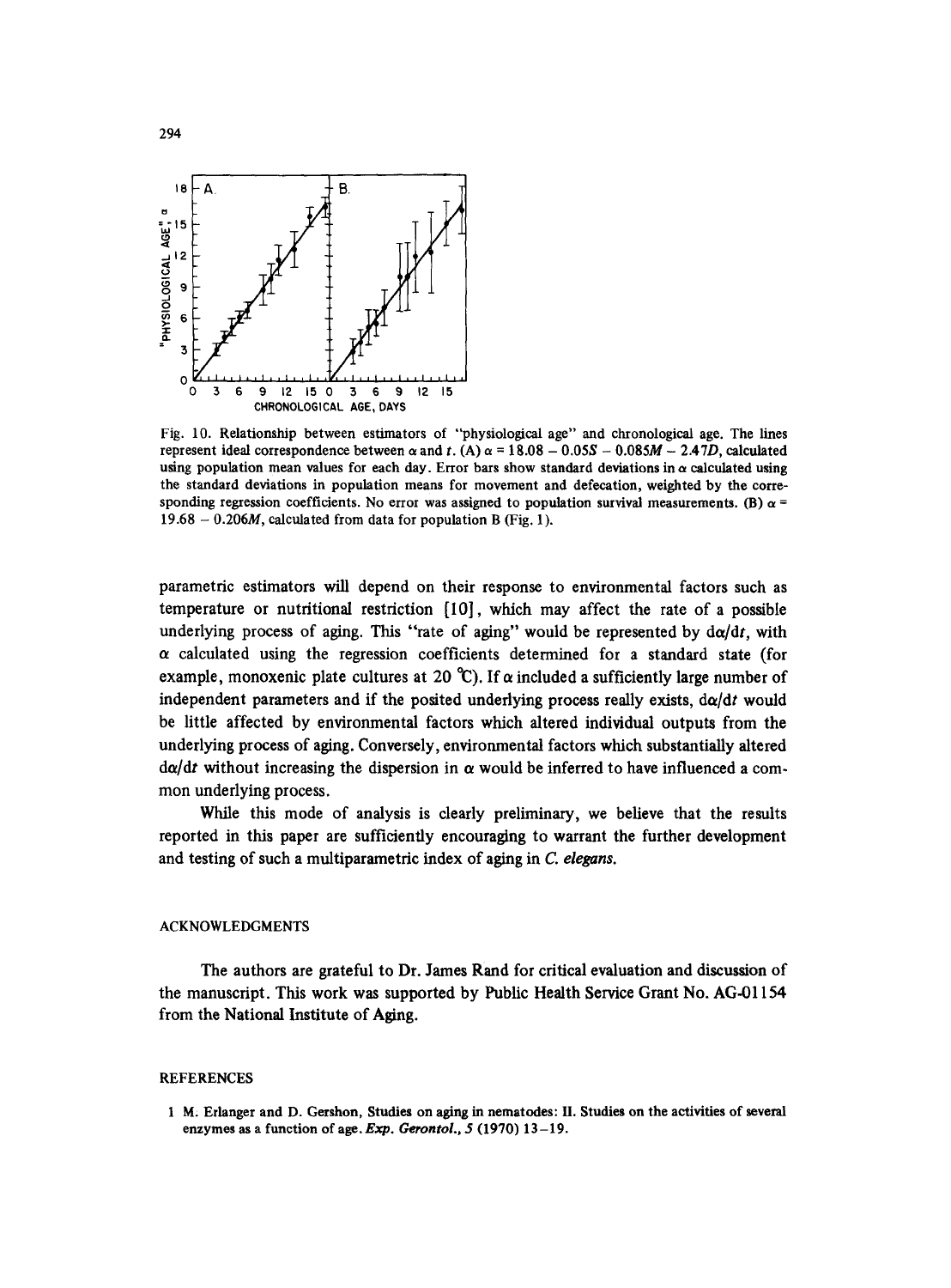Fig. 10. Relationship between estimators of "physiological age" and chronological age. The lines represent ideal correspondence between $\alpha$ and $t$. (A) $\alpha = 18.08 - 0.05S - 0.085M - 2.47D$, calculated using population mean values for each day. Error bars show standard deviations in $\alpha$ calculated using the standard deviations in population means for movement and defecation, weighted by the corresponding regression coefficients. No error was assigned to population survival measurements. (B) $\alpha = 19.68 - 0.206M$, calculated from data for population B (Fig. 1).

parametric estimators will depend on their response to environmental factors such as temperature or nutritional restriction [10], which may affect the rate of a possible underlying process of aging. This "rate of aging" would be represented by $d\alpha/dt$, with $\alpha$ calculated using the regression coefficients determined for a standard state (for example, monoxenic plate cultures at 20 °C). If $\alpha$ included a sufficiently large number of independent parameters and if the posited underlying process really exists, $d\alpha/dt$ would be little affected by environmental factors which altered individual outputs from the underlying process of aging. Conversely, environmental factors which substantially altered $d\alpha/dt$ without increasing the dispersion in $\alpha$ would be inferred to have influenced a common underlying process.

While this mode of analysis is clearly preliminary, we believe that the results reported in this paper are sufficiently encouraging to warrant the further development and testing of such a multiparametric index of aging in *C. elegans*.

## ACKNOWLEDGMENTS

The authors are grateful to Dr. James Rand for critical evaluation and discussion of the manuscript. This work was supported by Public Health Service Grant No. AG-01154 from the National Institute of Aging.

## REFERENCES

1 M. Erlanger and D. Gershon, Studies on aging in nematodes: II. Studies on the activities of several enzymes as a function of age. *Exp. Gerontol.*, 5 (1970) 13–19.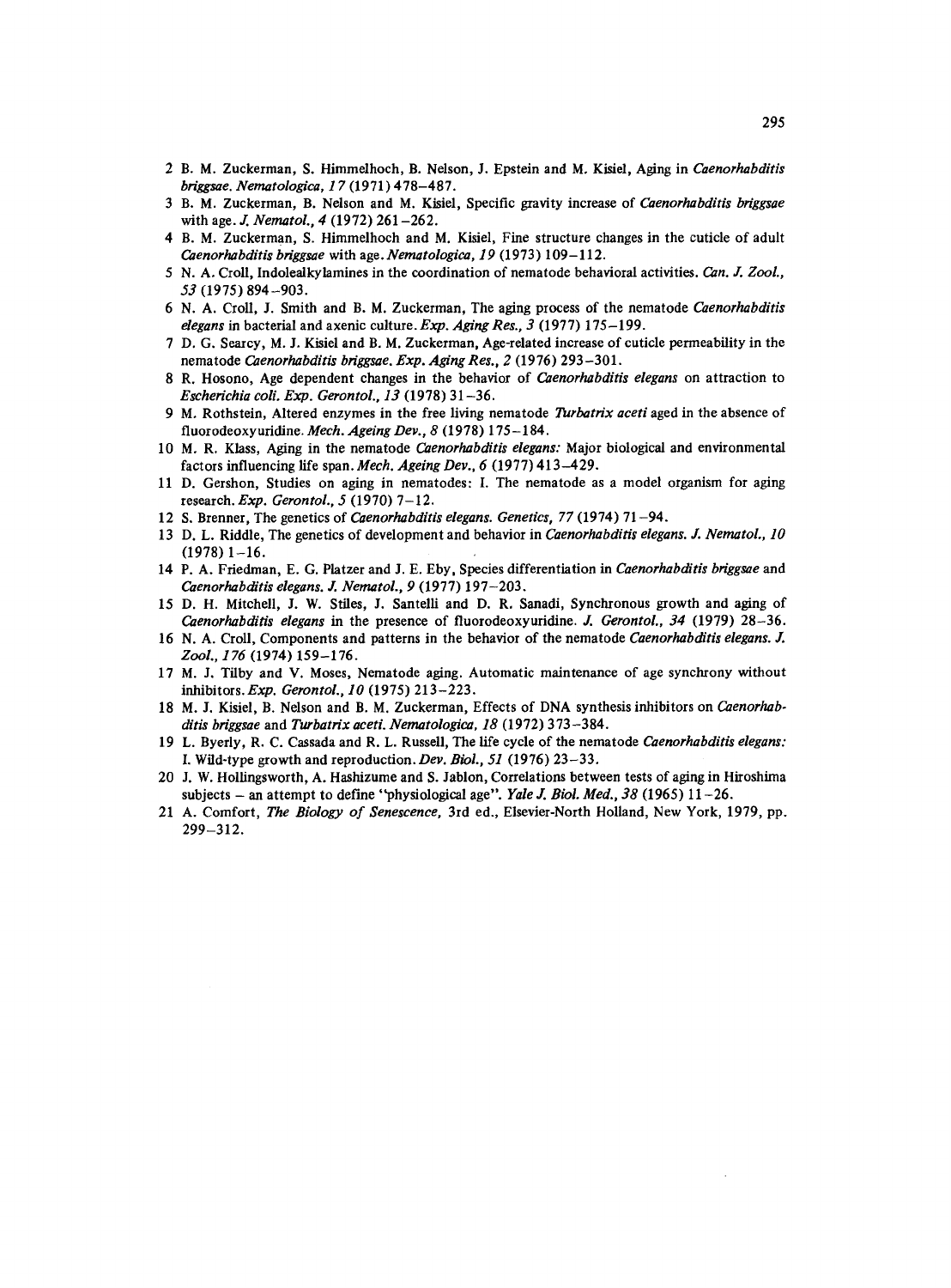2 B. M. Zuckerman, S. Himmelhoch, B. Nelson, J. Epstein and M. Kisiel, Aging in *Caenorhabditis briggsae*. *Nematologica, 17* (1971) 478–487.

3 B. M. Zuckerman, B. Nelson and M. Kisiel, Specific gravity increase of *Caenorhabditis briggsae* with age. *J. Nematol., 4* (1972) 261–262.

4 B. M. Zuckerman, S. Himmelhoch and M. Kisiel, Fine structure changes in the cuticle of adult *Caenorhabditis briggsae* with age. *Nematologica, 19* (1973) 109–112.

5 N. A. Croll, Indolealkylamines in the coordination of nematode behavioral activities. *Can. J. Zool., 53* (1975) 894–903.

6 N. A. Croll, J. Smith and B. M. Zuckerman, The aging process of the nematode *Caenorhabditis elegans* in bacterial and axenic culture. *Exp. Aging Res., 3* (1977) 175–199.

7 D. G. Searcy, M. J. Kisiel and B. M. Zuckerman, Age-related increase of cuticle permeability in the nematode *Caenorhabditis briggsae*. *Exp. Aging Res., 2* (1976) 293–301.

8 R. Hosono, Age dependent changes in the behavior of *Caenorhabditis elegans* on attraction to *Escherichia coli*. *Exp. Gerontol., 13* (1978) 31–36.

9 M. Rothstein, Altered enzymes in the free living nematode *Turbatrix aceti* aged in the absence of fluorodeoxyuridine. *Mech. Ageing Dev., 8* (1978) 175–184.

10 M. R. Klass, Aging in the nematode *Caenorhabditis elegans:* Major biological and environmental factors influencing life span. *Mech. Ageing Dev., 6* (1977) 413–429.

11 D. Gershon, Studies on aging in nematodes: I. The nematode as a model organism for aging research. *Exp. Gerontol., 5* (1970) 7–12.

12 S. Brenner, The genetics of *Caenorhabditis elegans*. *Genetics, 77* (1974) 71–94.

13 D. L. Riddle, The genetics of development and behavior in *Caenorhabditis elegans*. *J. Nematol., 10* (1978) 1–16.

14 P. A. Friedman, E. G. Platzer and J. E. Eby, Species differentiation in *Caenorhabditis briggsae* and *Caenorhabditis elegans*. *J. Nematol., 9* (1977) 197–203.

15 D. H. Mitchell, J. W. Stiles, J. Santelli and D. R. Sanadi, Synchronous growth and aging of *Caenorhabditis elegans* in the presence of fluorodeoxyuridine. *J. Gerontol., 34* (1979) 28–36.

16 N. A. Croll, Components and patterns in the behavior of the nematode *Caenorhabditis elegans*. *J. Zool., 176* (1974) 159–176.

17 M. J. Tilby and V. Moses, Nematode aging. Automatic maintenance of age synchrony without inhibitors. *Exp. Gerontol., 10* (1975) 213–223.

18 M. J. Kisiel, B. Nelson and B. M. Zuckerman, Effects of DNA synthesis inhibitors on *Caenorhabditis briggsae* and *Turbatrix aceti*. *Nematologica, 18* (1972) 373–384.

19 L. Byerly, R. C. Cassada and R. L. Russell, The life cycle of the nematode *Caenorhabditis elegans:* I. Wild-type growth and reproduction. *Dev. Biol., 51* (1976) 23–33.

20 J. W. Hollingsworth, A. Hashizume and S. Jablon, Correlations between tests of aging in Hiroshima subjects – an attempt to define "physiological age". *Yale J. Biol. Med., 38* (1965) 11–26.

21 A. Comfort, *The Biology of Senescence*, 3rd ed., Elsevier-North Holland, New York, 1979, pp. 299–312.